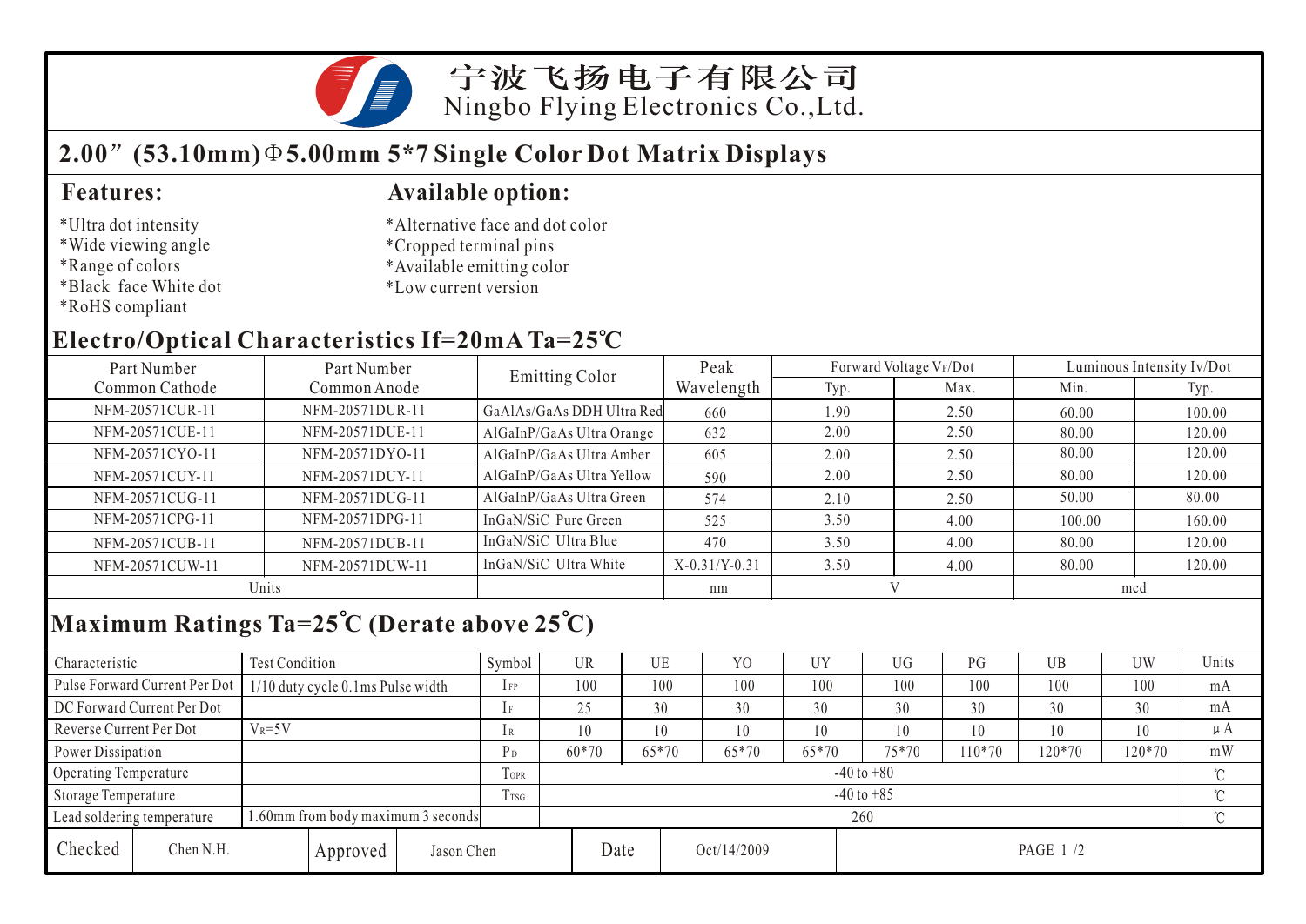宁波飞扬电子有限公司
Ningbo Flying Electronics Co.,Ltd.

# 2.00”(53.10mm)Φ5.00mm 5*7 Single Color Dot Matrix Displays

## Features:

*Ultra dot intensity
*Wide viewing angle
*Range of colors
*Black face White dot
*RoHS compliant

## Available option:

*Alternative face and dot color
*Cropped terminal pins
*Available emitting color
*Low current version

## Electro/Optical Characteristics If=20mA Ta=25℃

| Part Number Common Cathode | Part Number Common Anode | Emitting Color | Peak Wavelength | Forward Voltage $V_F$/Dot | | Luminous Intensity Iv/Dot | |
|---|---|---|---|---|---|---|---|
| | | | | Typ. | Max. | Min. | Typ. |
| NFM-20571CUR-11 | NFM-20571DUR-11 | GaAlAs/GaAs DDH Ultra Red | 660 | 1.90 | 2.50 | 60.00 | 100.00 |
| NFM-20571CUE-11 | NFM-20571DUE-11 | AlGaInP/GaAs Ultra Orange | 632 | 2.00 | 2.50 | 80.00 | 120.00 |
| NFM-20571CYO-11 | NFM-20571DYO-11 | AlGaInP/GaAs Ultra Amber | 605 | 2.00 | 2.50 | 80.00 | 120.00 |
| NFM-20571CUY-11 | NFM-20571DUY-11 | AlGaInP/GaAs Ultra Yellow | 590 | 2.00 | 2.50 | 80.00 | 120.00 |
| NFM-20571CUG-11 | NFM-20571DUG-11 | AlGaInP/GaAs Ultra Green | 574 | 2.10 | 2.50 | 50.00 | 80.00 |
| NFM-20571CPG-11 | NFM-20571DPG-11 | InGaN/SiC Pure Green | 525 | 3.50 | 4.00 | 100.00 | 160.00 |
| NFM-20571CUB-11 | NFM-20571DUB-11 | InGaN/SiC Ultra Blue | 470 | 3.50 | 4.00 | 80.00 | 120.00 |
| NFM-20571CUW-11 | NFM-20571DUW-11 | InGaN/SiC Ultra White | X-0.31/Y-0.31 | 3.50 | 4.00 | 80.00 | 120.00 |
| Units | | | nm | V | | mcd | |

## Maximum Ratings Ta=25℃ (Derate above 25℃)

| Characteristic | Test Condition | Symbol | UR | UE | YO | UY | UG | PG | UB | UW | Units |
|---|---|---|---|---|---|---|---|---|---|---|---|
| Pulse Forward Current Per Dot | 1/10 duty cycle 0.1ms Pulse width | $I_{FP}$ | 100 | 100 | 100 | 100 | 100 | 100 | 100 | 100 | mA |
| DC Forward Current Per Dot | | $I_F$ | 25 | 30 | 30 | 30 | 30 | 30 | 30 | 30 | mA |
| Reverse Current Per Dot | $V_R$=5V | $I_R$ | 10 | 10 | 10 | 10 | 10 | 10 | 10 | 10 | μA |
| Power Dissipation | | $P_D$ | 60*70 | 65*70 | 65*70 | 65*70 | 75*70 | 110*70 | 120*70 | 120*70 | mW |
| Operating Temperature | | $T_{OPR}$ | -40 to +80 | | | | | | | | ℃ |
| Storage Temperature | | $T_{TSG}$ | -40 to +85 | | | | | | | | ℃ |
| Lead soldering temperature | 1.60mm from body maximum 3 seconds | | 260 | | | | | | | | ℃ |

| Checked | Chen N.H. | Approved | Jason Chen | Date | Oct/14/2009 |
|---|---|---|---|---|---|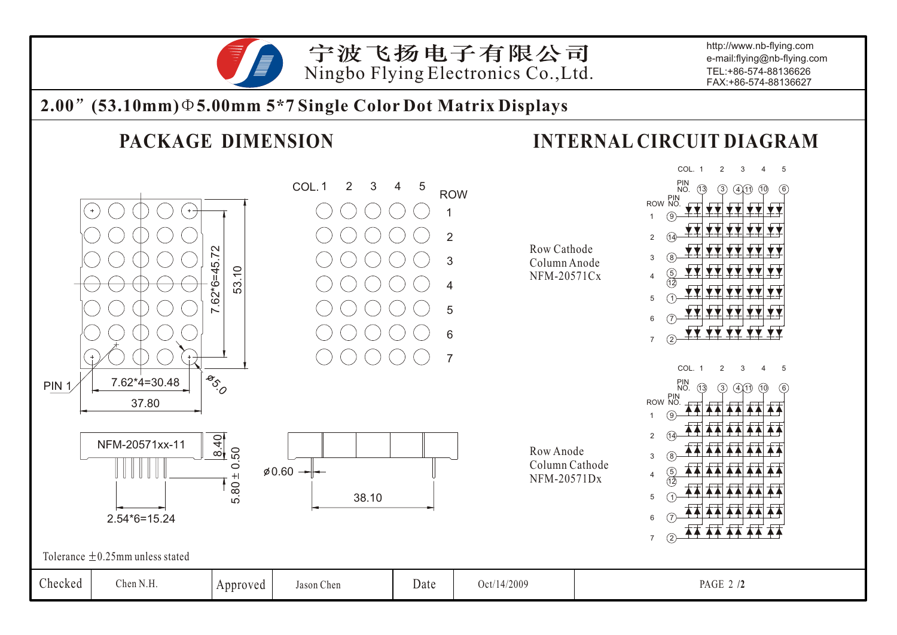宁波飞扬电子有限公司
Ningbo Flying Electronics Co.,Ltd.

http://www.nb-flying.com
e-mail:flying@nb-flying.com
TEL:+86-574-88136626
FAX:+86-574-88136627

## 2.00”(53.10mm)Φ5.00mm 5*7 Single Color Dot Matrix Displays

### PACKAGE DIMENSION

COL. 1 2 3 4 5
ROW
1
2
3
4
5
6
7

7.62*6=45.72
53.10
PIN 1
7.62*4=30.48
37.80
ø5.0

NFM-20571xx-11
8.40
5.80±0.50
2.54*6=15.24
ø0.60
38.10

### INTERNAL CIRCUIT DIAGRAM

Row Cathode
Column Anode
NFM-20571Cx

COL. 1 2 3 4 5
PIN NO. 13 3 4 11 10 6
ROW PIN NO.
1 9
2 14
3 8
4 5 12
5 1
6 7
7 2

Row Anode
Column Cathode
NFM-20571Dx

COL. 1 2 3 4 5
PIN NO. 13 3 4 11 10 6
ROW PIN NO.
1 9
2 14
3 8
4 5 12
5 1
6 7
7 2

Tolerance ±0.25mm unless stated

| Checked | Chen N.H. | Approved | Jason Chen | Date | Oct/14/2009 | PAGE 2 /2 |
|---|---|---|---|---|---|---|